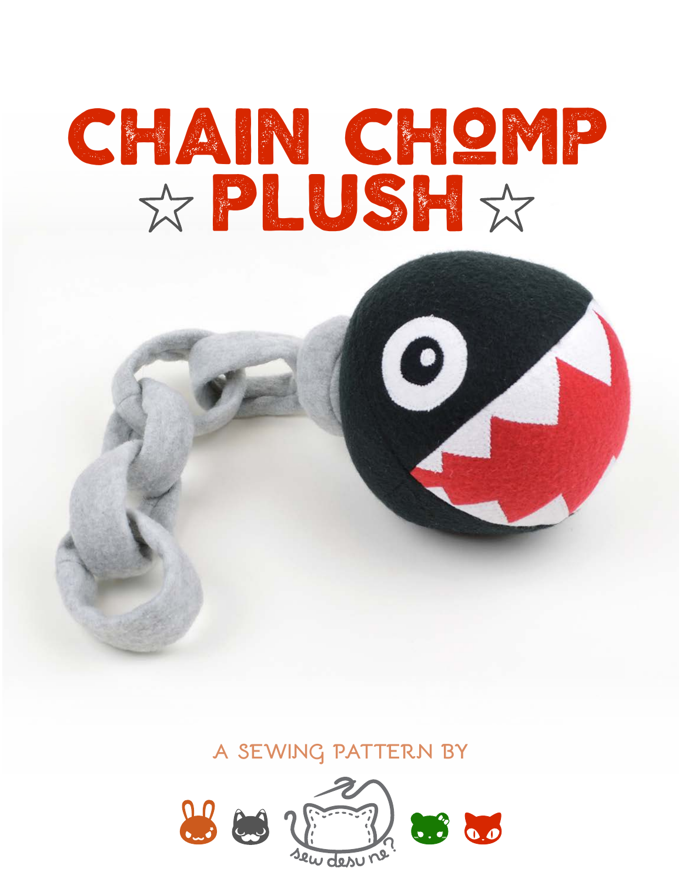# CHAIN CHOMP ☆ PLUSH ☆

A SEWING PATTERN BY

sew desu ne?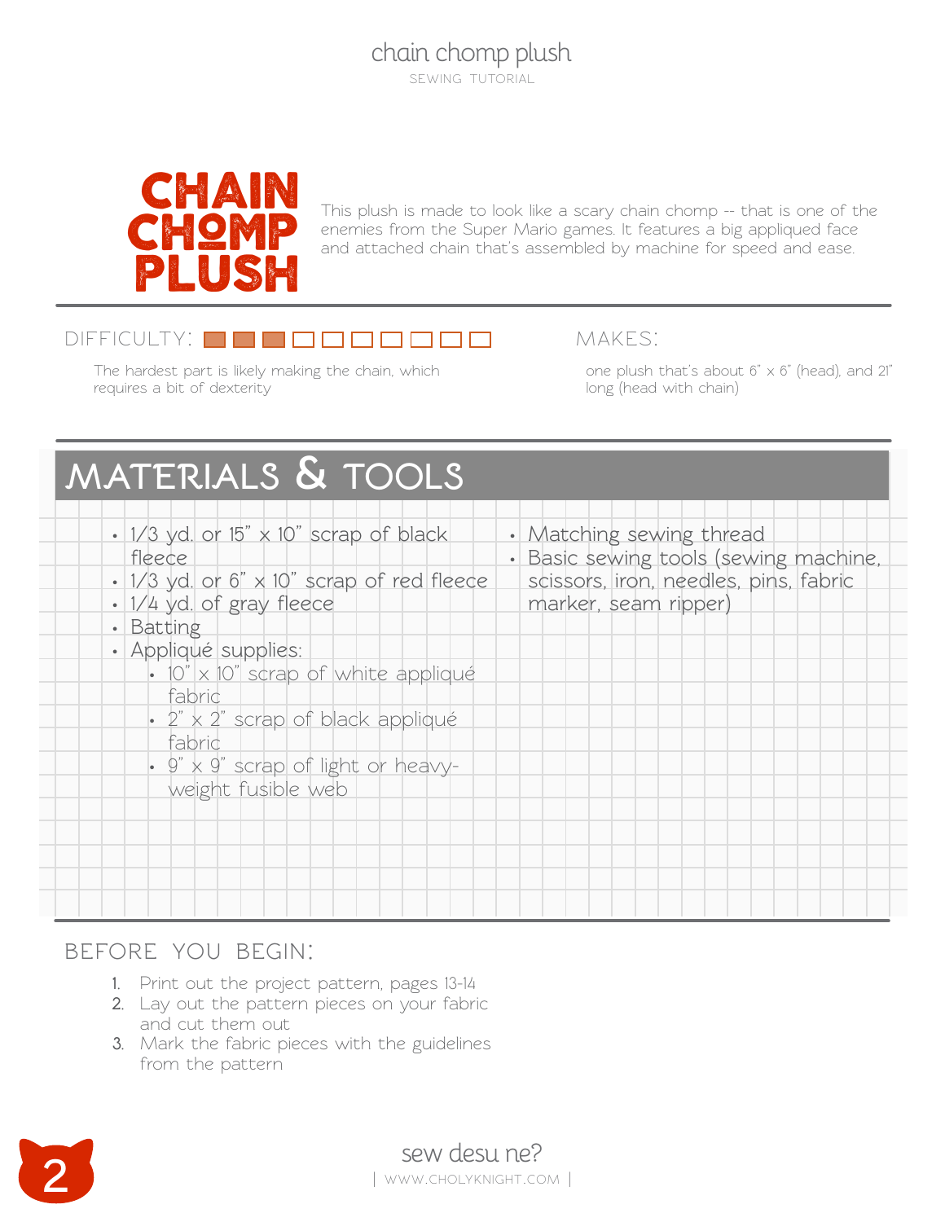# CHAIN CHOMP PLUSH

This plush is made to look like a scary chain chomp -- that is one of the enemies from the Super Mario games. It features a big appliqued face and attached chain that's assembled by machine for speed and ease.

## DIFFICULTY:

3 of 10

The hardest part is likely making the chain, which requires a bit of dexterity

## MAKES:

one plush that's about 6" x 6" (head), and 21" long (head with chain)

## MATERIALS & TOOLS

- 1/3 yd. or 15" x 10" scrap of black fleece
- 1/3 yd. or 6" x 10" scrap of red fleece
- 1/4 yd. of gray fleece
- Batting
- Appliqué supplies:
  - 10" x 10" scrap of white appliqué fabric
  - 2" x 2" scrap of black appliqué fabric
  - 9" x 9" scrap of light or heavy-weight fusible web
- Matching sewing thread
- Basic sewing tools (sewing machine, scissors, iron, needles, pins, fabric marker, seam ripper)

## BEFORE YOU BEGIN:

1. Print out the project pattern, pages 13-14
2. Lay out the pattern pieces on your fabric and cut them out
3. Mark the fabric pieces with the guidelines from the pattern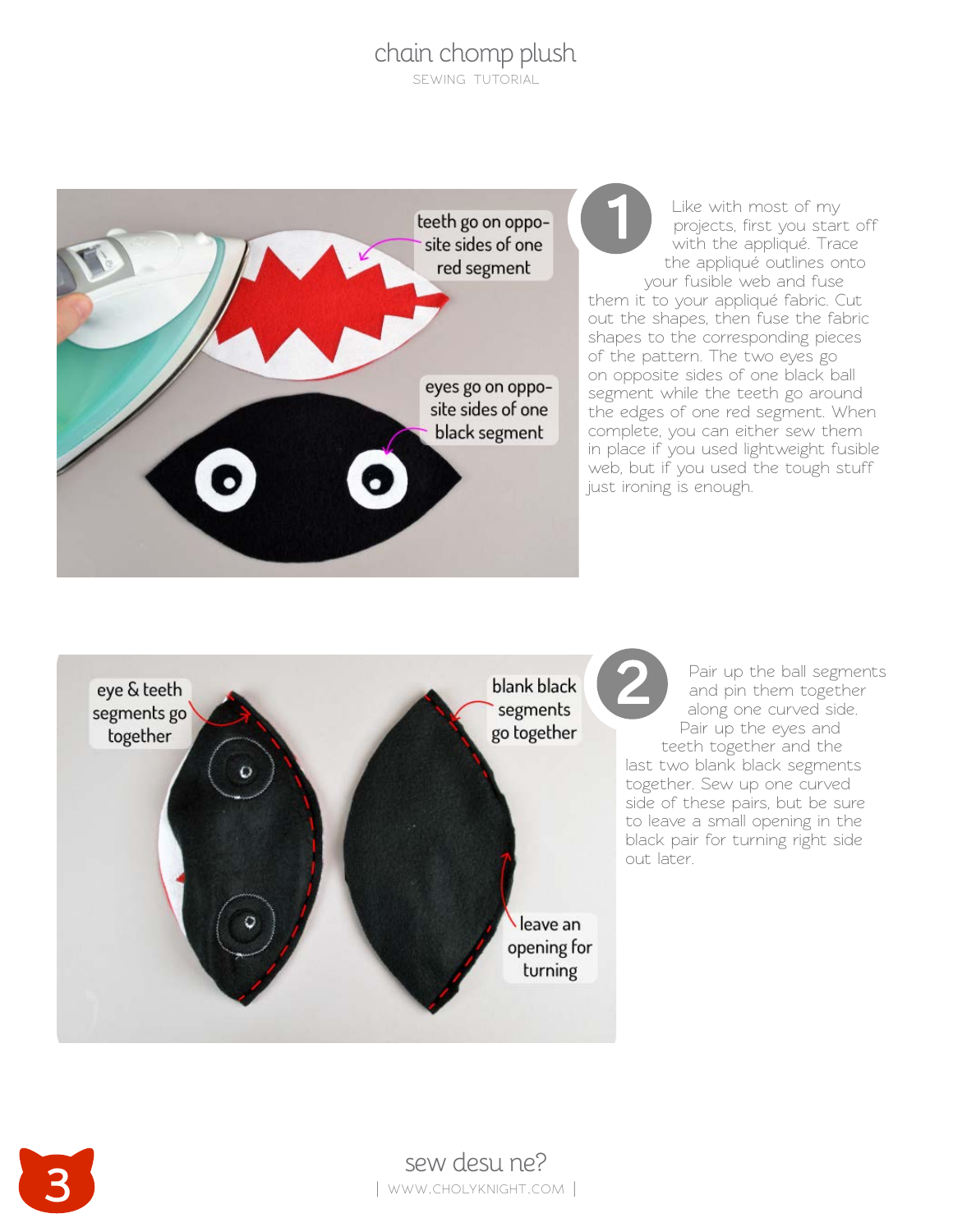# chain chomp plush

SEWING TUTORIAL

teeth go on opposite sides of one red segment

eyes go on opposite sides of one black segment

**1**

Like with most of my projects, first you start off with the appliqué. Trace the appliqué outlines onto your fusible web and fuse them it to your appliqué fabric. Cut out the shapes, then fuse the fabric shapes to the corresponding pieces of the pattern. The two eyes go on opposite sides of one black ball segment while the teeth go around the edges of one red segment. When complete, you can either sew them in place if you used lightweight fusible web, but if you used the tough stuff just ironing is enough.

eye & teeth segments go together

blank black segments go together

leave an opening for turning

**2**

Pair up the ball segments and pin them together along one curved side. Pair up the eyes and teeth together and the last two blank black segments together. Sew up one curved side of these pairs, but be sure to leave a small opening in the black pair for turning right side out later.

sew desu ne?

| WWW.CHOLYKNIGHT.COM |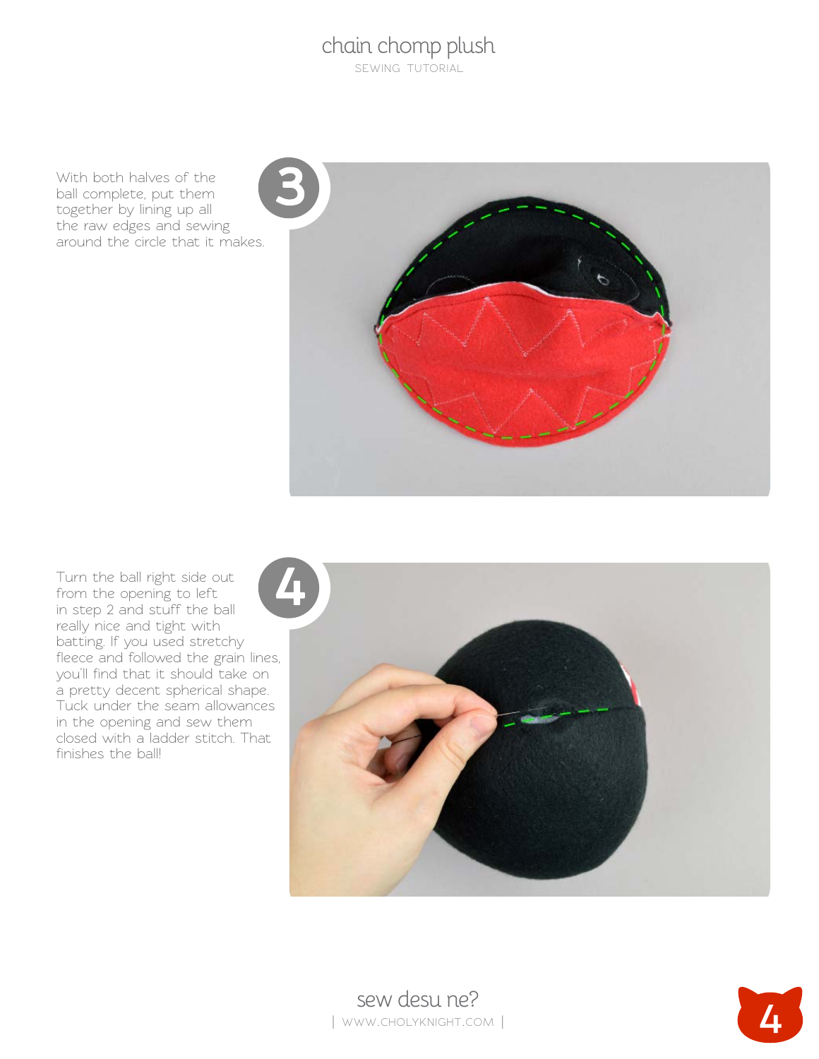**3**

With both halves of the ball complete, put them together by lining up all the raw edges and sewing around the circle that it makes.

**4**

Turn the ball right side out from the opening to left in step 2 and stuff the ball really nice and tight with batting. If you used stretchy fleece and followed the grain lines, you'll find that it should take on a pretty decent spherical shape. Tuck under the seam allowances in the opening and sew them closed with a ladder stitch. That finishes the ball!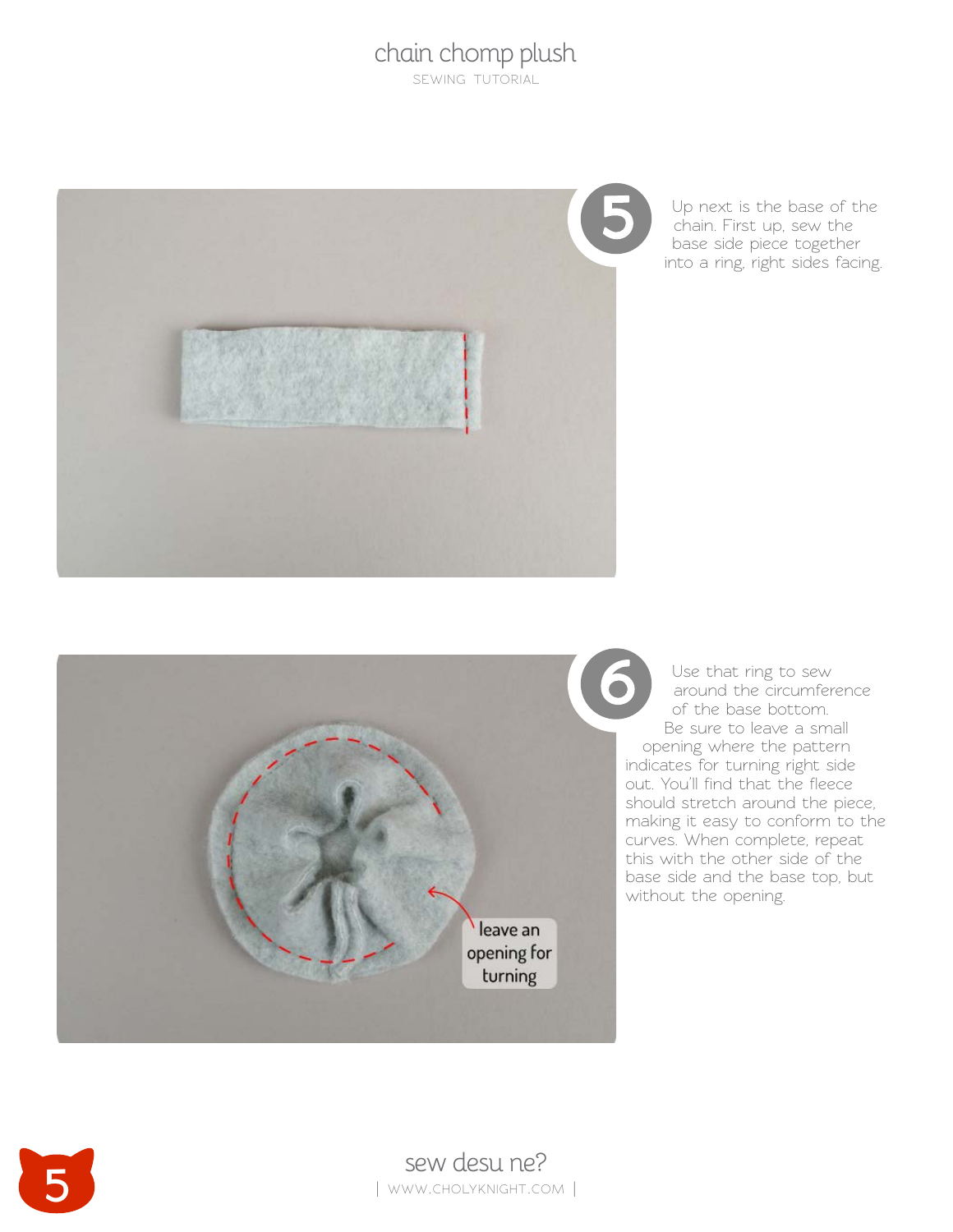5

Up next is the base of the chain. First up, sew the base side piece together into a ring, right sides facing.

6

Use that ring to sew around the circumference of the base bottom. Be sure to leave a small opening where the pattern indicates for turning right side out. You'll find that the fleece should stretch around the piece, making it easy to conform to the curves. When complete, repeat this with the other side of the base side and the base top, but without the opening.

leave an opening for turning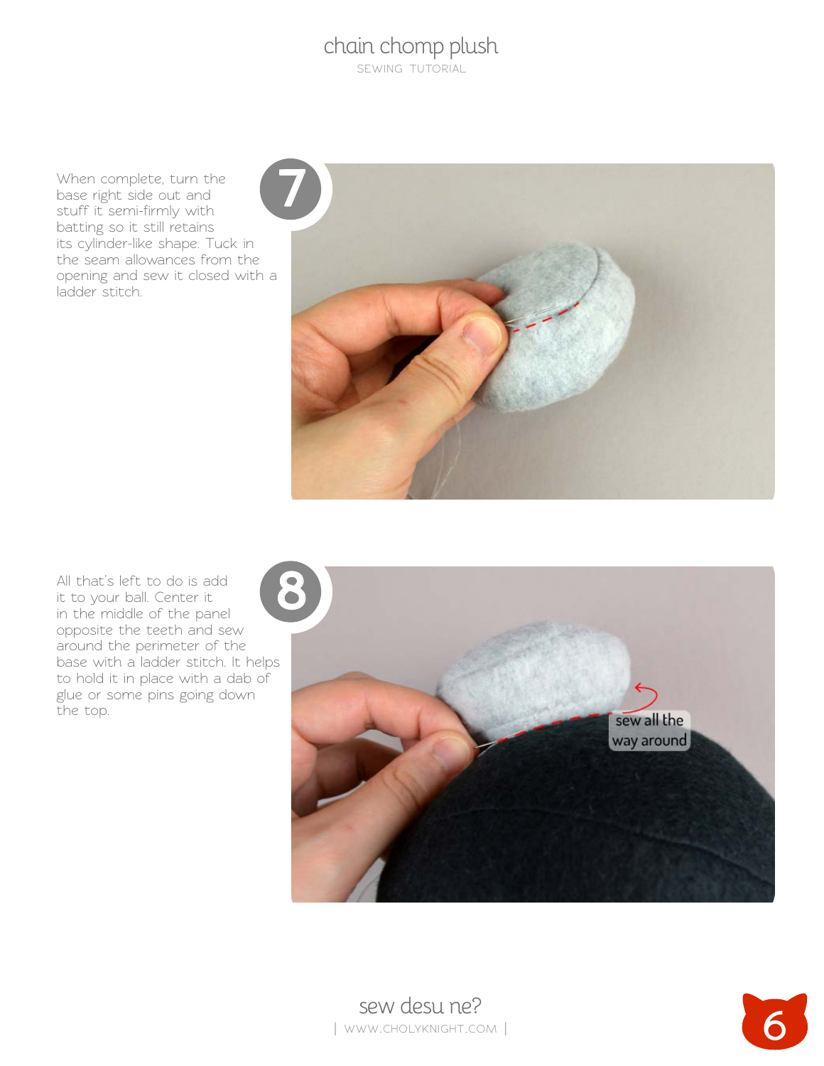When complete, turn the base right side out and stuff it semi-firmly with batting so it still retains its cylinder-like shape. Tuck in the seam allowances from the opening and sew it closed with a ladder stitch.

All that's left to do is add it to your ball. Center it in the middle of the panel opposite the teeth and sew around the perimeter of the base with a ladder stitch. It helps to hold it in place with a dab of glue or some pins going down the top.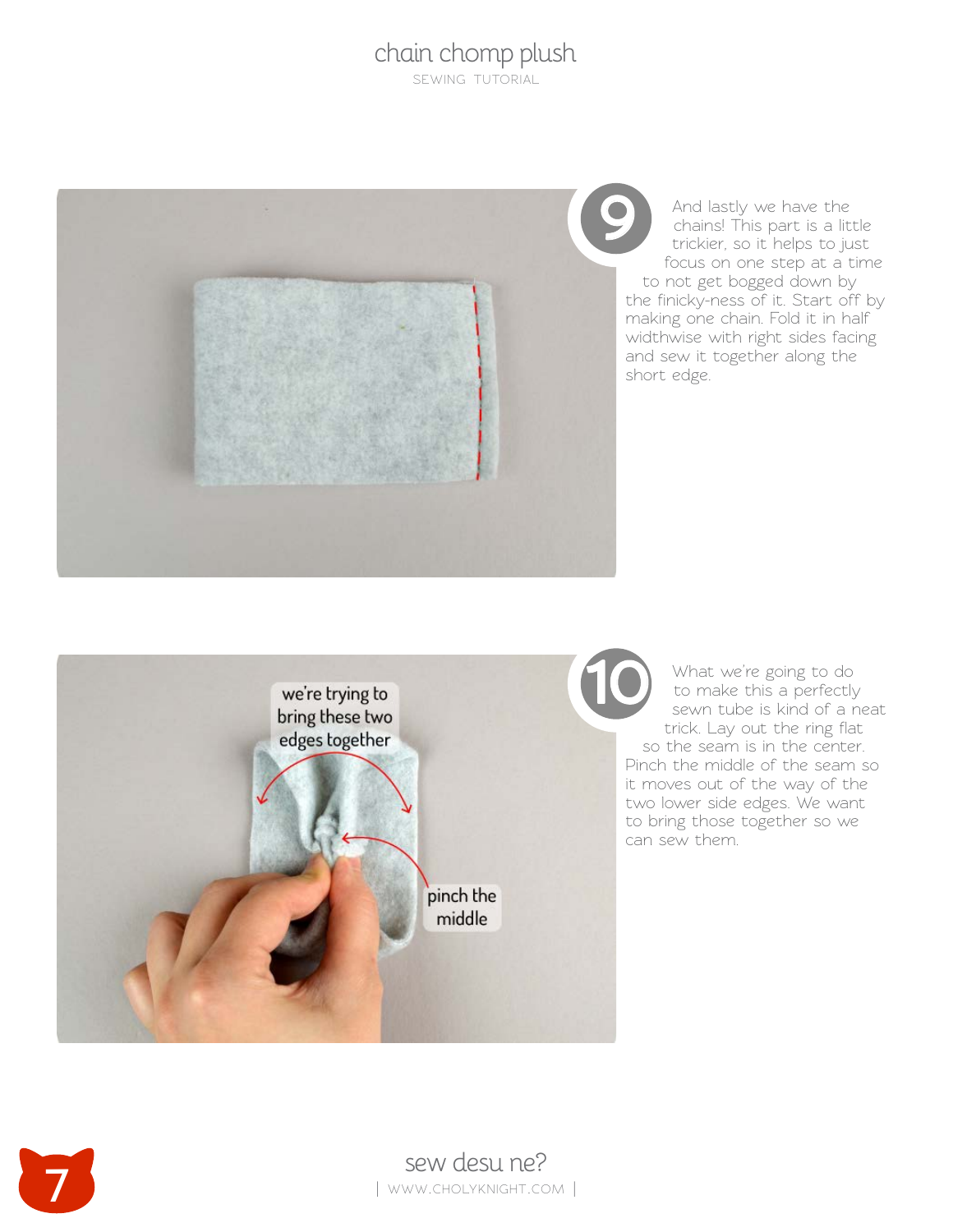**9**

And lastly we have the chains! This part is a little trickier, so it helps to just focus on one step at a time to not get bogged down by the finicky-ness of it. Start off by making one chain. Fold it in half widthwise with right sides facing and sew it together along the short edge.

**10**

What we're going to do to make this a perfectly sewn tube is kind of a neat trick. Lay out the ring flat so the seam is in the center. Pinch the middle of the seam so it moves out of the way of the two lower side edges. We want to bring those together so we can sew them.

we're trying to bring these two edges together

pinch the middle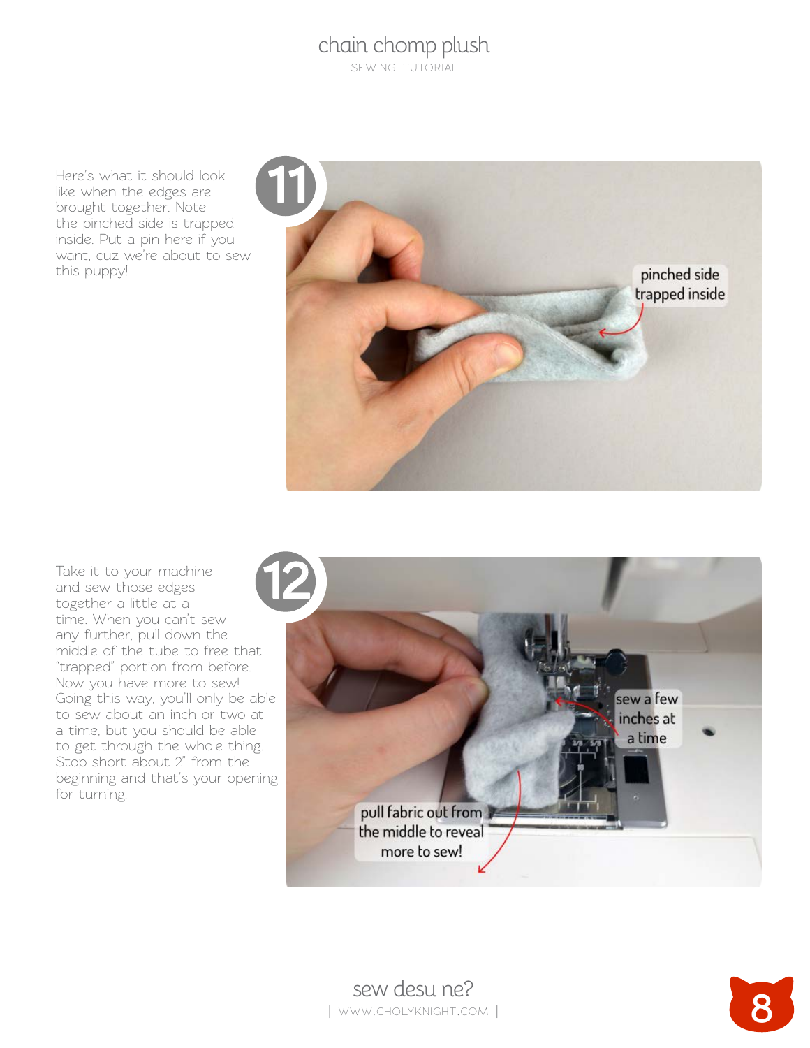Here's what it should look like when the edges are brought together. Note the pinched side is trapped inside. Put a pin here if you want, cuz we're about to sew this puppy!

Take it to your machine and sew those edges together a little at a time. When you can't sew any further, pull down the middle of the tube to free that "trapped" portion from before. Now you have more to sew! Going this way, you'll only be able to sew about an inch or two at a time, but you should be able to get through the whole thing. Stop short about 2" from the beginning and that's your opening for turning.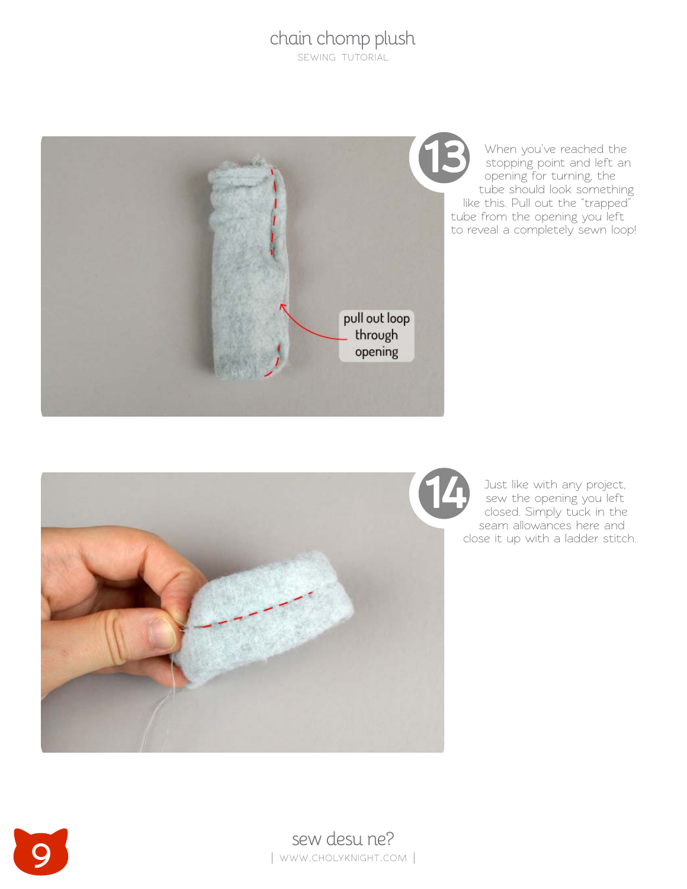**13**

When you've reached the stopping point and left an opening for turning, the tube should look something like this. Pull out the "trapped" tube from the opening you left to reveal a completely sewn loop!

pull out loop through opening

**14**

Just like with any project, sew the opening you left closed. Simply tuck in the seam allowances here and close it up with a ladder stitch.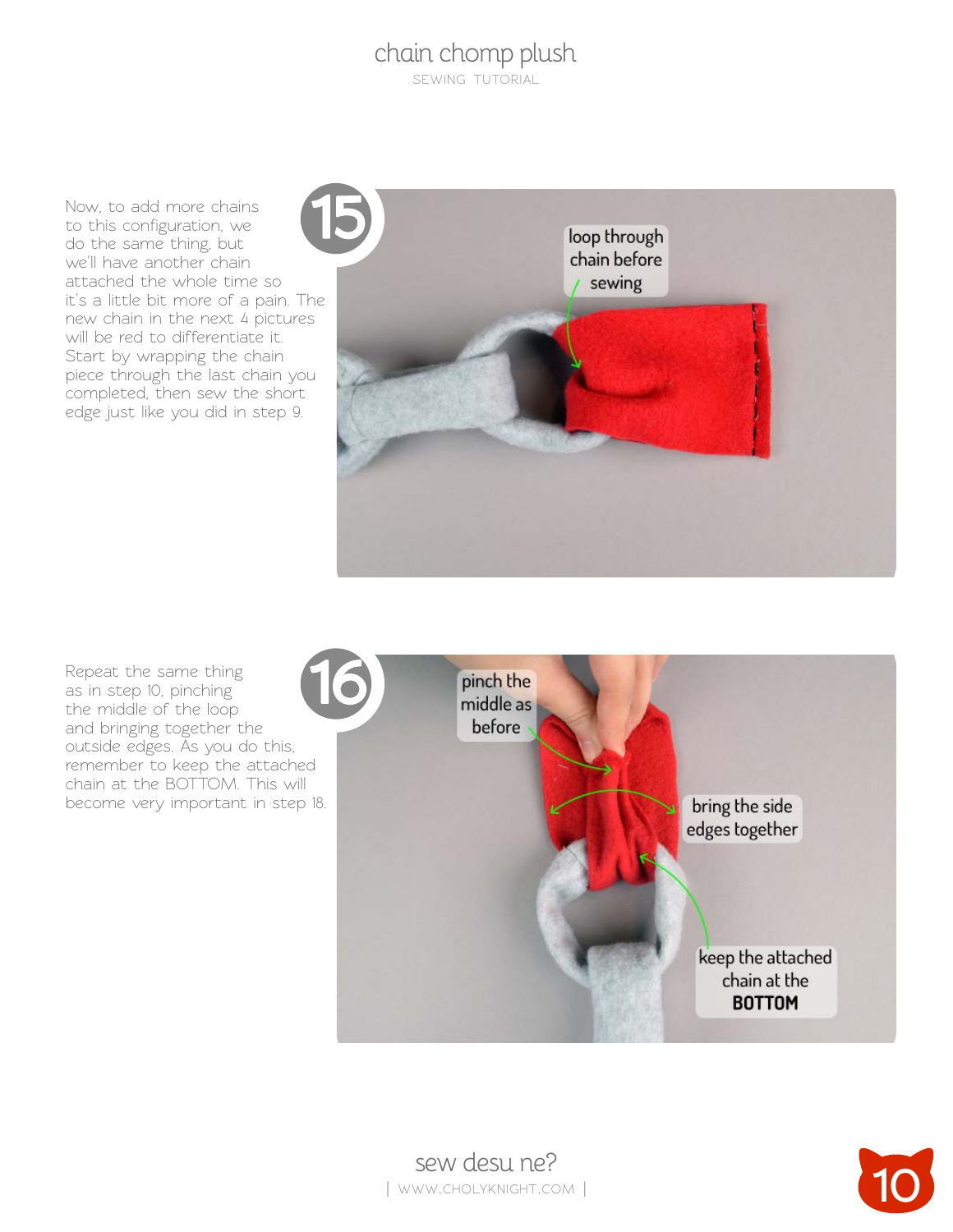**15**

Now, to add more chains to this configuration, we do the same thing, but we'll have another chain attached the whole time so it's a little bit more of a pain. The new chain in the next 4 pictures will be red to differentiate it. Start by wrapping the chain piece through the last chain you completed, then sew the short edge just like you did in step 9.

**16**

Repeat the same thing as in step 10, pinching the middle of the loop and bringing together the outside edges. As you do this, remember to keep the attached chain at the BOTTOM. This will become very important in step 18.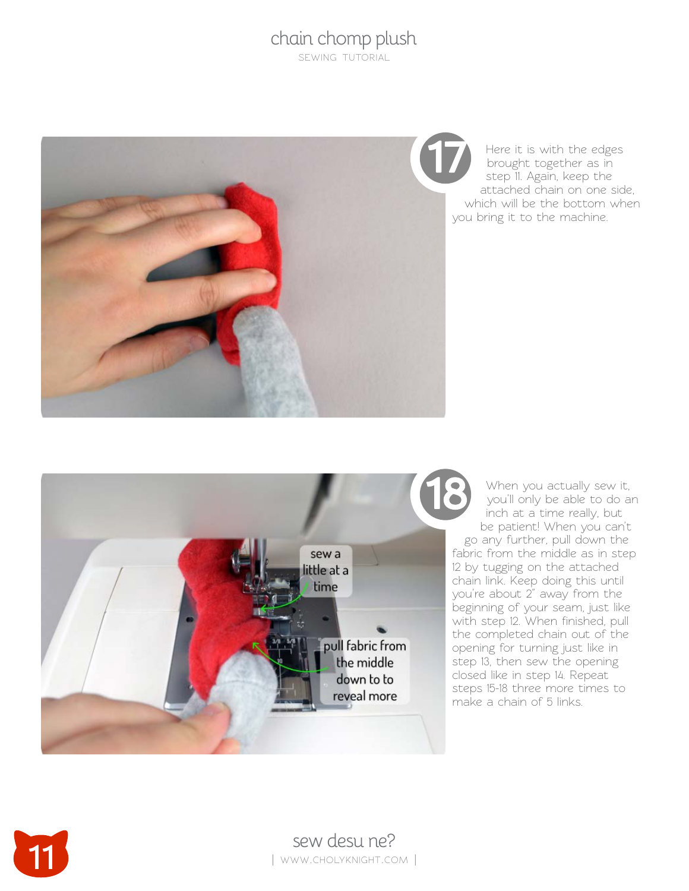**17** Here it is with the edges brought together as in step 11. Again, keep the attached chain on one side, which will be the bottom when you bring it to the machine.

**18** When you actually sew it, you'll only be able to do an inch at a time really, but be patient! When you can't go any further, pull down the fabric from the middle as in step 12 by tugging on the attached chain link. Keep doing this until you're about 2" away from the beginning of your seam, just like with step 12. When finished, pull the completed chain out of the opening for turning just like in step 13, then sew the opening closed like in step 14. Repeat steps 15-18 three more times to make a chain of 5 links.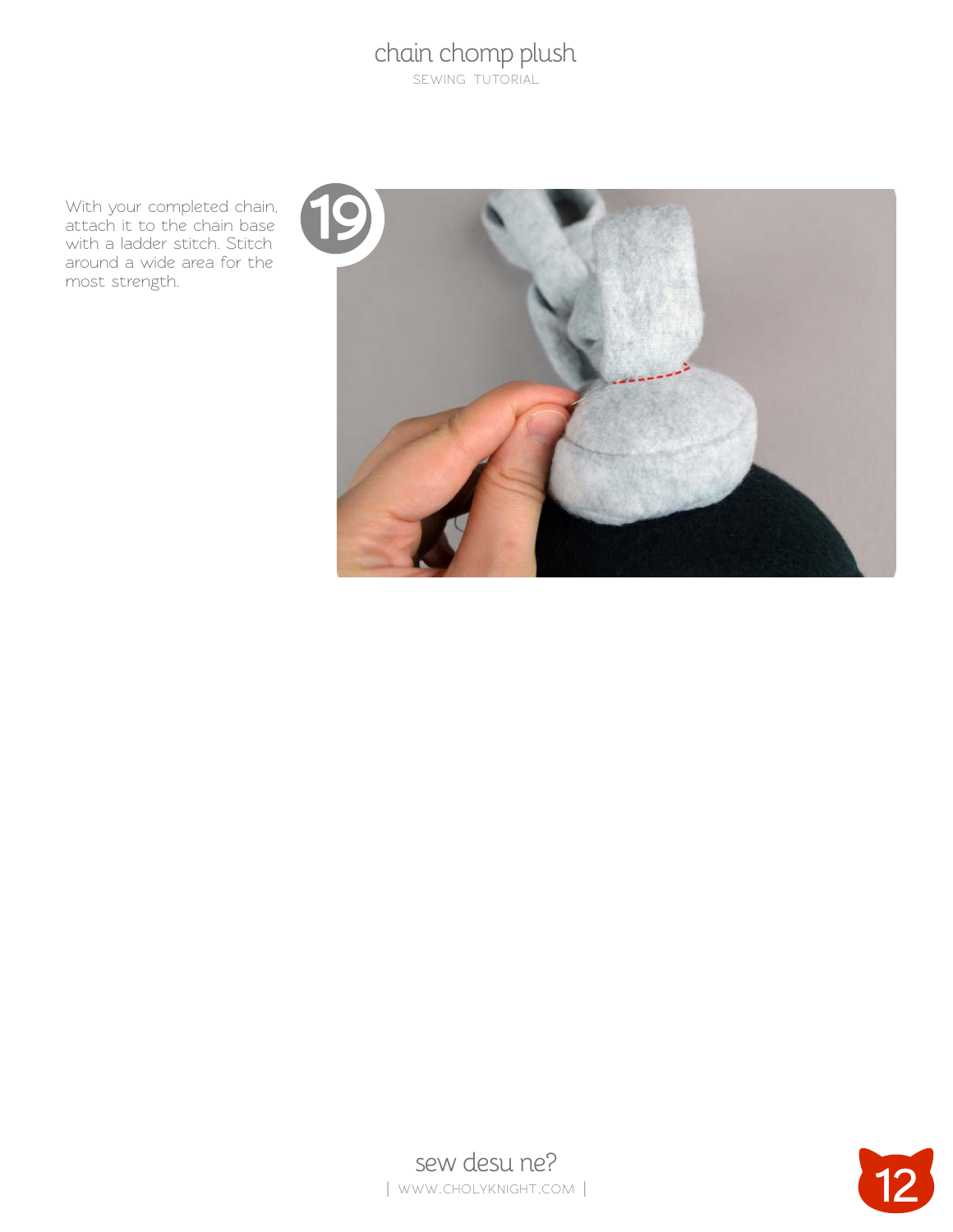With your completed chain, attach it to the chain base with a ladder stitch. Stitch around a wide area for the most strength.

19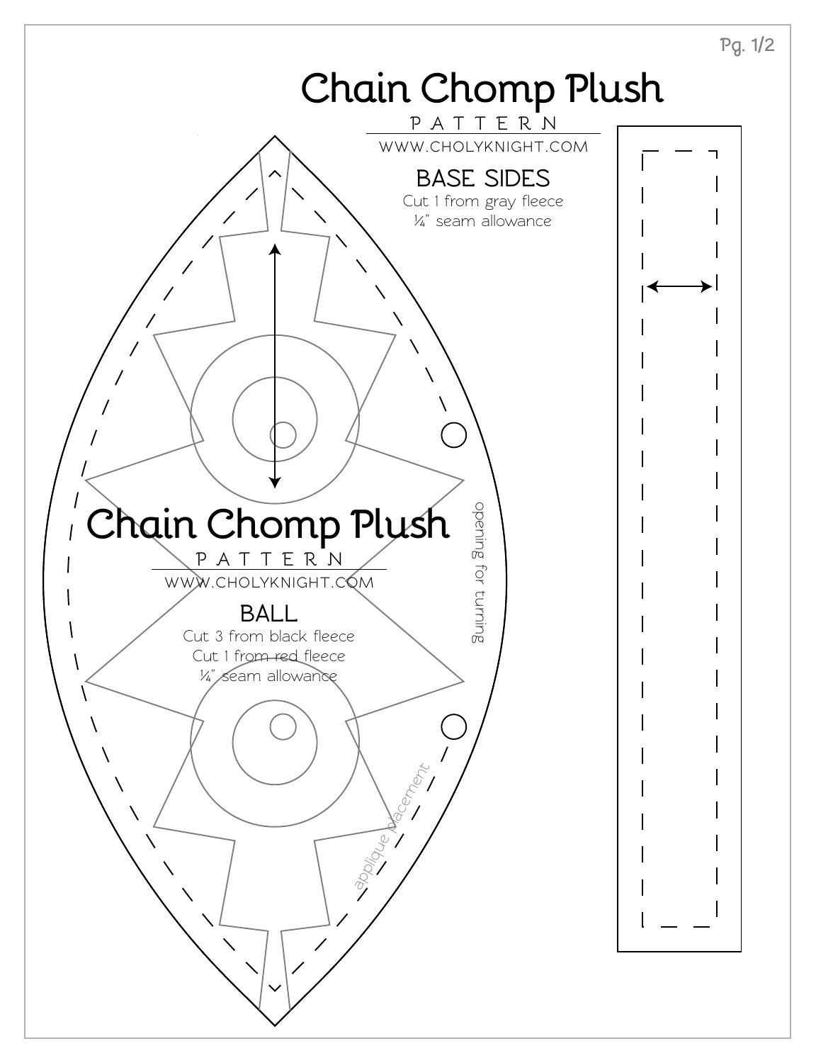# Chain Chomp Plush

PATTERN

WWW.CHOLYKNIGHT.COM

## BASE SIDES

Cut 1 from gray fleece

¼" seam allowance

# Chain Chomp Plush

PATTERN

WWW.CHOLYKNIGHT.COM

## BALL

Cut 3 from black fleece

Cut 1 from red fleece

¼" seam allowance

opening for turning

applique placement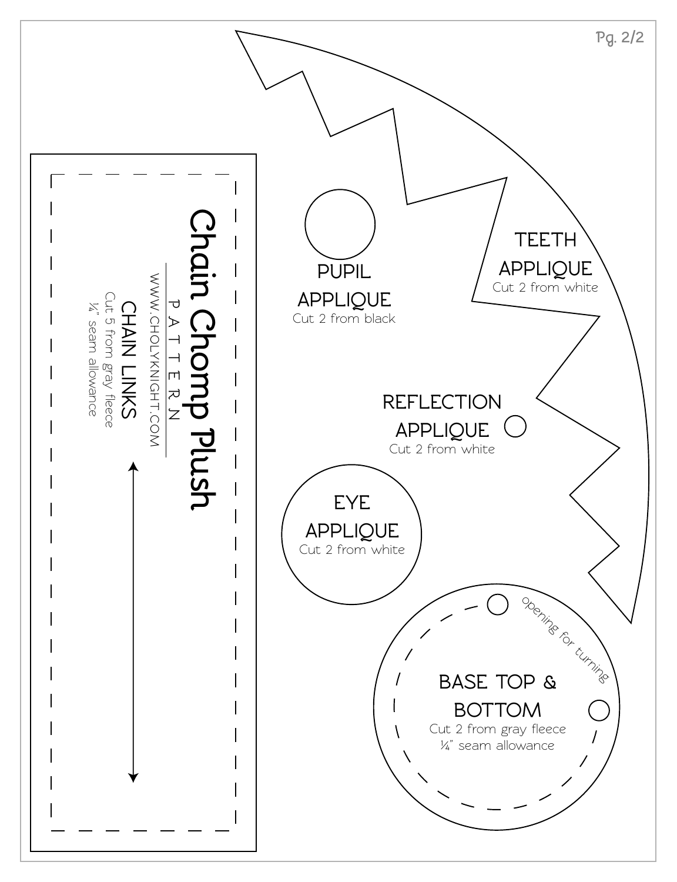# Chain Chomp Plush

PATTERN

WWW.CHOLYKNIGHT.COM

CHAIN LINKS
Cut 5 from gray fleece
¼" seam allowance

PUPIL APPLIQUE
Cut 2 from black

TEETH APPLIQUE
Cut 2 from white

REFLECTION APPLIQUE
Cut 2 from white

EYE APPLIQUE
Cut 2 from white

BASE TOP & BOTTOM
Cut 2 from gray fleece
¼" seam allowance

opening for turning